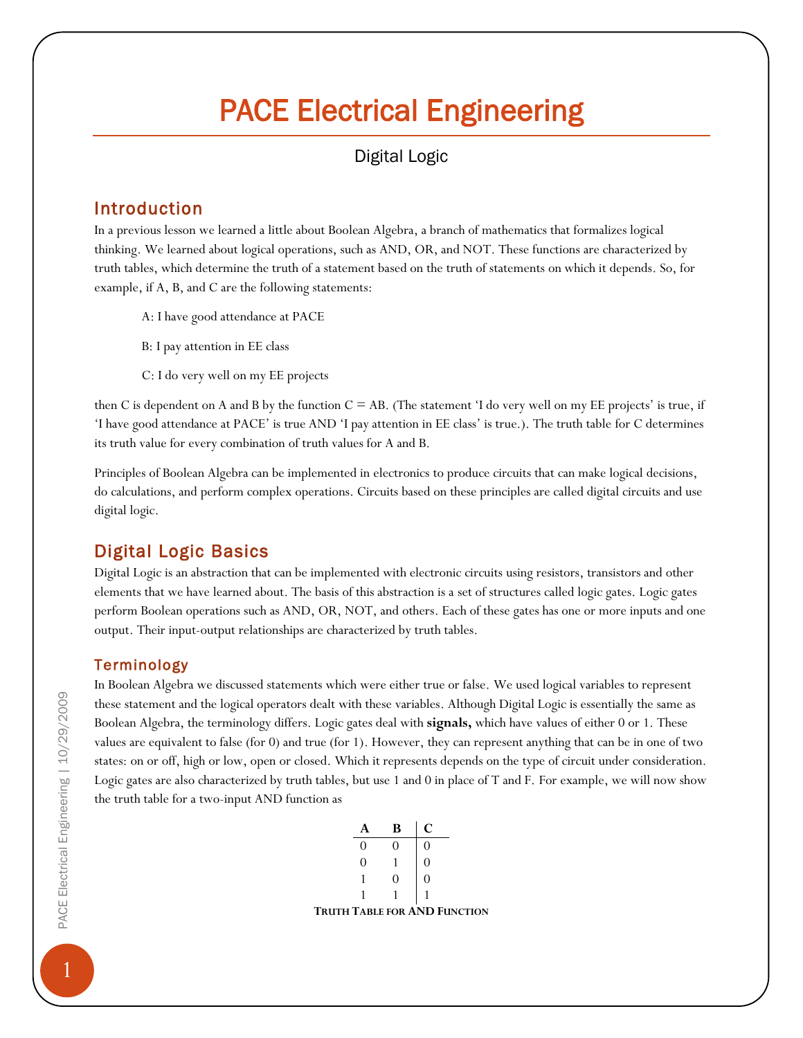# PACE Electrical Engineering

Digital Logic

## Introduction

In a previous lesson we learned a little about Boolean Algebra, a branch of mathematics that formalizes logical thinking. We learned about logical operations, such as AND, OR, and NOT. These functions are characterized by truth tables, which determine the truth of a statement based on the truth of statements on which it depends. So, for example, if A, B, and C are the following statements:

A: I have good attendance at PACE

B: I pay attention in EE class

C: I do very well on my EE projects

then C is dependent on A and B by the function C = AB. (The statement 'I do very well on my EE projects' is true, if 'I have good attendance at PACE' is true AND 'I pay attention in EE class' is true.). The truth table for C determines its truth value for every combination of truth values for A and B.

Principles of Boolean Algebra can be implemented in electronics to produce circuits that can make logical decisions, do calculations, and perform complex operations. Circuits based on these principles are called digital circuits and use digital logic.

## Digital Logic Basics

Digital Logic is an abstraction that can be implemented with electronic circuits using resistors, transistors and other elements that we have learned about. The basis of this abstraction is a set of structures called logic gates. Logic gates perform Boolean operations such as AND, OR, NOT, and others. Each of these gates has one or more inputs and one output. Their input-output relationships are characterized by truth tables.

### Terminology

In Boolean Algebra we discussed statements which were either true or false. We used logical variables to represent these statement and the logical operators dealt with these variables. Although Digital Logic is essentially the same as Boolean Algebra, the terminology differs. Logic gates deal with **signals,** which have values of either 0 or 1. These values are equivalent to false (for 0) and true (for 1). However, they can represent anything that can be in one of two states: on or off, high or low, open or closed. Which it represents depends on the type of circuit under consideration. Logic gates are also characterized by truth tables, but use 1 and 0 in place of T and F. For example, we will now show the truth table for a two-input AND function as

| A | B | C |
|---|---|---|
| 0 | 0 | 0 |
| 0 | 1 | 0 |
| 1 | 0 | 0 |
| 1 | 1 | 1 |

**Truth Table for AND Function**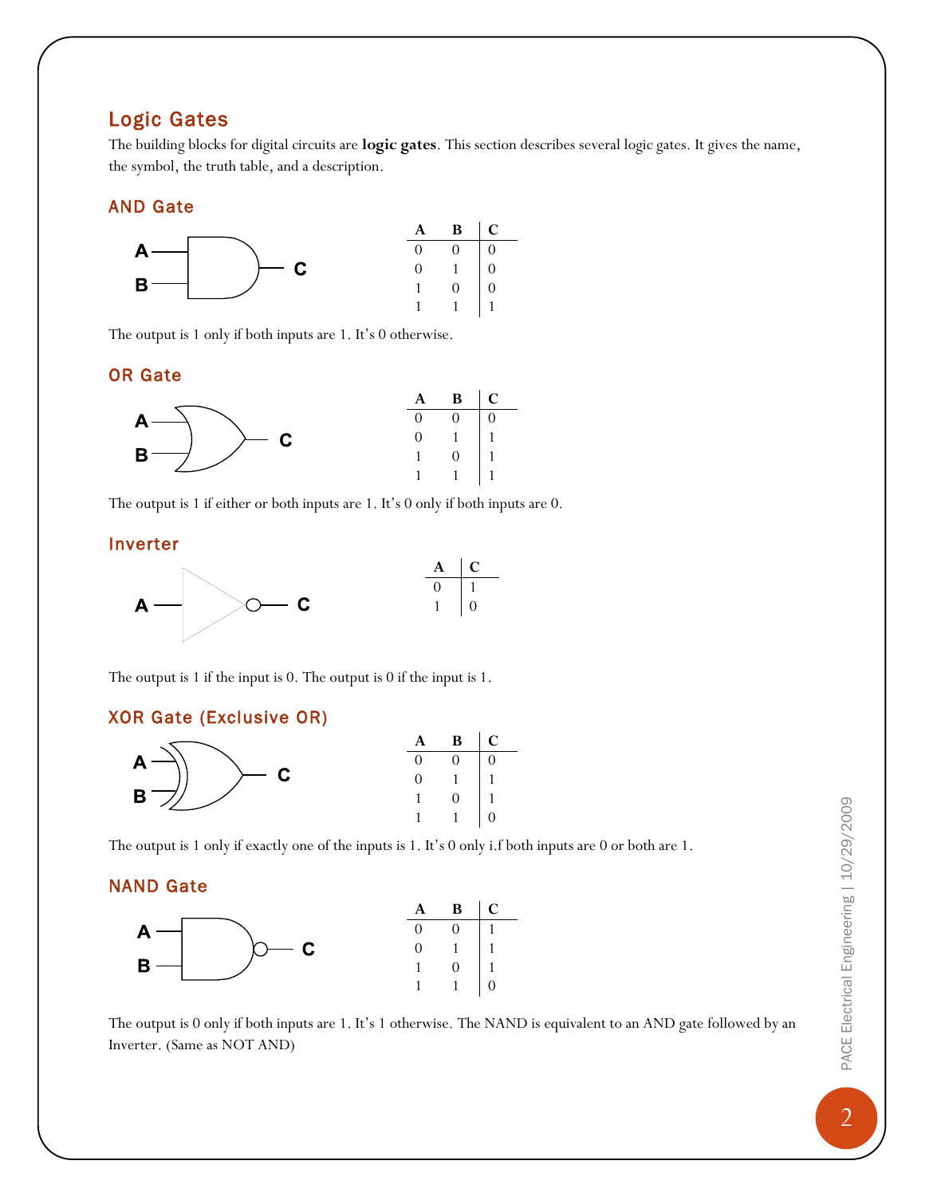## Logic Gates

The building blocks for digital circuits are **logic gates**. This section describes several logic gates. It gives the name, the symbol, the truth table, and a description.

### AND Gate

| A | B | C |
|---|---|---|
| 0 | 0 | 0 |
| 0 | 1 | 0 |
| 1 | 0 | 0 |
| 1 | 1 | 1 |

The output is 1 only if both inputs are 1. It's 0 otherwise.

### OR Gate

| A | B | C |
|---|---|---|
| 0 | 0 | 0 |
| 0 | 1 | 1 |
| 1 | 0 | 1 |
| 1 | 1 | 1 |

The output is 1 if either or both inputs are 1. It's 0 only if both inputs are 0.

### Inverter

| A | C |
|---|---|
| 0 | 1 |
| 1 | 0 |

The output is 1 if the input is 0. The output is 0 if the input is 1.

### XOR Gate (Exclusive OR)

| A | B | C |
|---|---|---|
| 0 | 0 | 0 |
| 0 | 1 | 1 |
| 1 | 0 | 1 |
| 1 | 1 | 0 |

The output is 1 only if exactly one of the inputs is 1. It's 0 only i.f both inputs are 0 or both are 1.

### NAND Gate

| A | B | C |
|---|---|---|
| 0 | 0 | 1 |
| 0 | 1 | 1 |
| 1 | 0 | 1 |
| 1 | 1 | 0 |

The output is 0 only if both inputs are 1. It's 1 otherwise. The NAND is equivalent to an AND gate followed by an Inverter. (Same as NOT AND)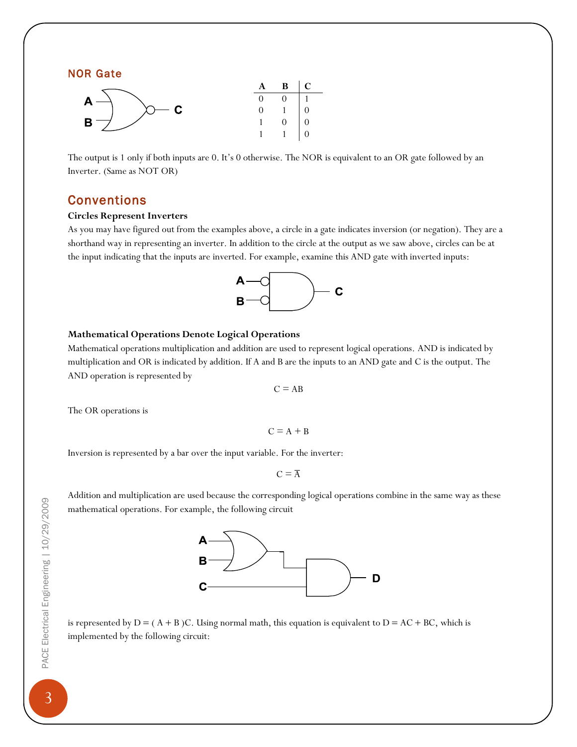### NOR Gate

| A | B | C |
|---|---|---|
| 0 | 0 | 1 |
| 0 | 1 | 0 |
| 1 | 0 | 0 |
| 1 | 1 | 0 |

The output is 1 only if both inputs are 0. It's 0 otherwise. The NOR is equivalent to an OR gate followed by an Inverter. (Same as NOT OR)

## Conventions

**Circles Represent Inverters**

As you may have figured out from the examples above, a circle in a gate indicates inversion (or negation). They are a shorthand way in representing an inverter. In addition to the circle at the output as we saw above, circles can be at the input indicating that the inputs are inverted. For example, examine this AND gate with inverted inputs:

**Mathematical Operations Denote Logical Operations**

Mathematical operations multiplication and addition are used to represent logical operations. AND is indicated by multiplication and OR is indicated by addition. If A and B are the inputs to an AND gate and C is the output. The AND operation is represented by

$$C = AB$$

The OR operations is

$$C = A + B$$

Inversion is represented by a bar over the input variable. For the inverter:

$$C = \overline{A}$$

Addition and multiplication are used because the corresponding logical operations combine in the same way as these mathematical operations. For example, the following circuit

is represented by $D = (A + B)C$. Using normal math, this equation is equivalent to $D = AC + BC$, which is implemented by the following circuit: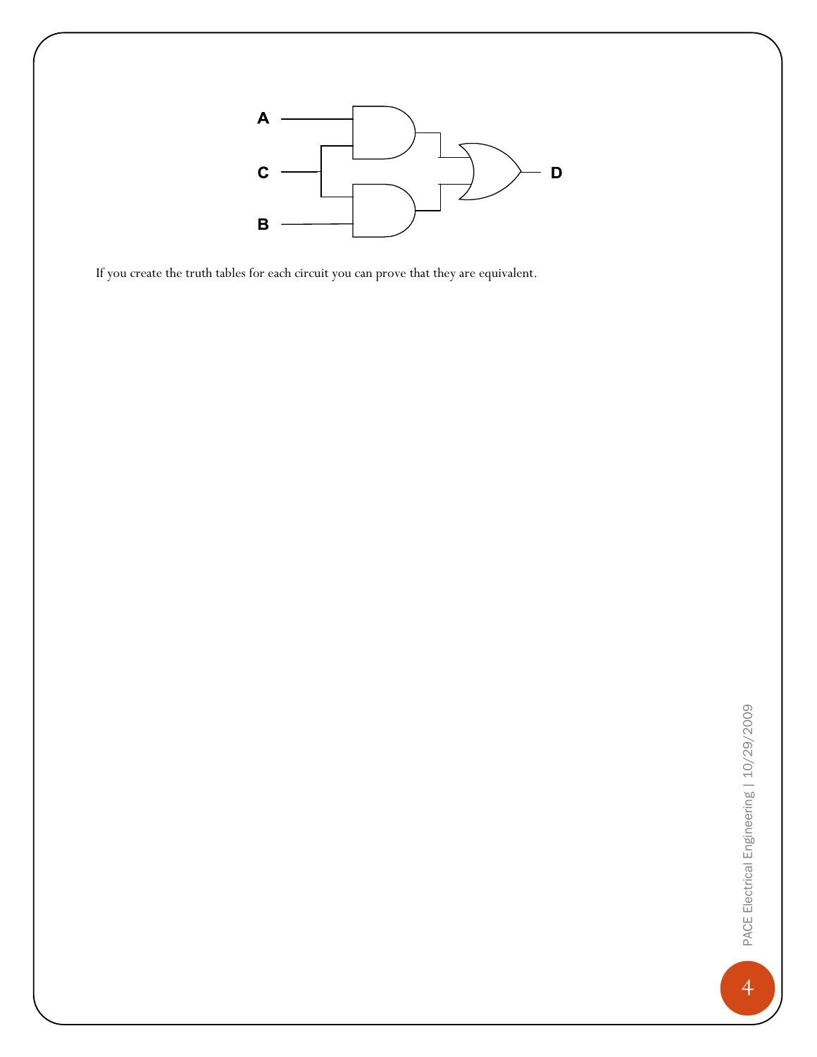A

C

B

D

If you create the truth tables for each circuit you can prove that they are equivalent.